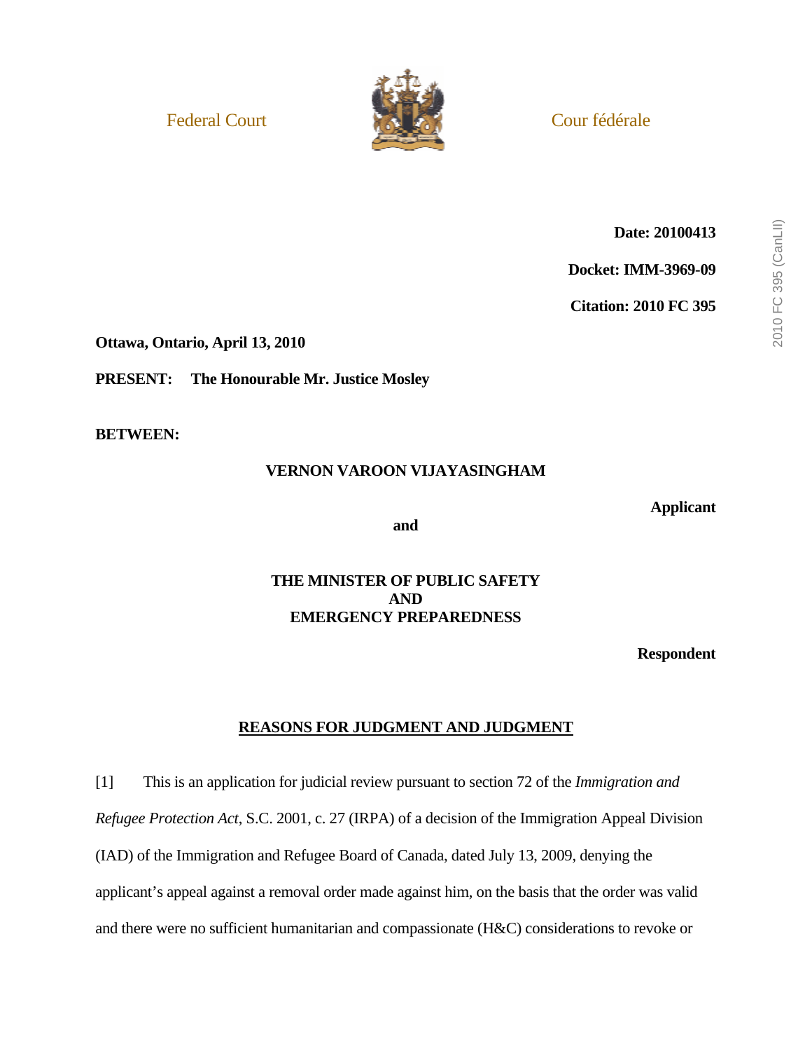Federal Court — Cour fédérale

**Date: 20100413**

**Docket: IMM-3969-09**

**Citation: 2010 FC 395**

**Ottawa, Ontario, April 13, 2010**

**PRESENT: The Honourable Mr. Justice Mosley**

**BETWEEN:**

**VERNON VAROON VIJAYASINGHAM**

**Applicant**

**and**

**THE MINISTER OF PUBLIC SAFETY AND EMERGENCY PREPAREDNESS**

**Respondent**

## REASONS FOR JUDGMENT AND JUDGMENT

[1] This is an application for judicial review pursuant to section 72 of the *Immigration and Refugee Protection Act*, S.C. 2001, c. 27 (IRPA) of a decision of the Immigration Appeal Division (IAD) of the Immigration and Refugee Board of Canada, dated July 13, 2009, denying the applicant's appeal against a removal order made against him, on the basis that the order was valid and there were no sufficient humanitarian and compassionate (H&C) considerations to revoke or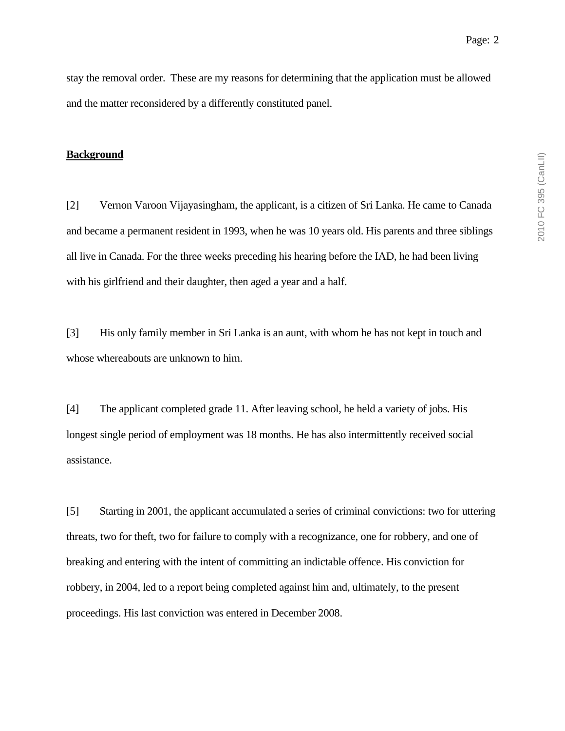stay the removal order. These are my reasons for determining that the application must be allowed and the matter reconsidered by a differently constituted panel.

**Background**

[2] Vernon Varoon Vijayasingham, the applicant, is a citizen of Sri Lanka. He came to Canada and became a permanent resident in 1993, when he was 10 years old. His parents and three siblings all live in Canada. For the three weeks preceding his hearing before the IAD, he had been living with his girlfriend and their daughter, then aged a year and a half.

[3] His only family member in Sri Lanka is an aunt, with whom he has not kept in touch and whose whereabouts are unknown to him.

[4] The applicant completed grade 11. After leaving school, he held a variety of jobs. His longest single period of employment was 18 months. He has also intermittently received social assistance.

[5] Starting in 2001, the applicant accumulated a series of criminal convictions: two for uttering threats, two for theft, two for failure to comply with a recognizance, one for robbery, and one of breaking and entering with the intent of committing an indictable offence. His conviction for robbery, in 2004, led to a report being completed against him and, ultimately, to the present proceedings. His last conviction was entered in December 2008.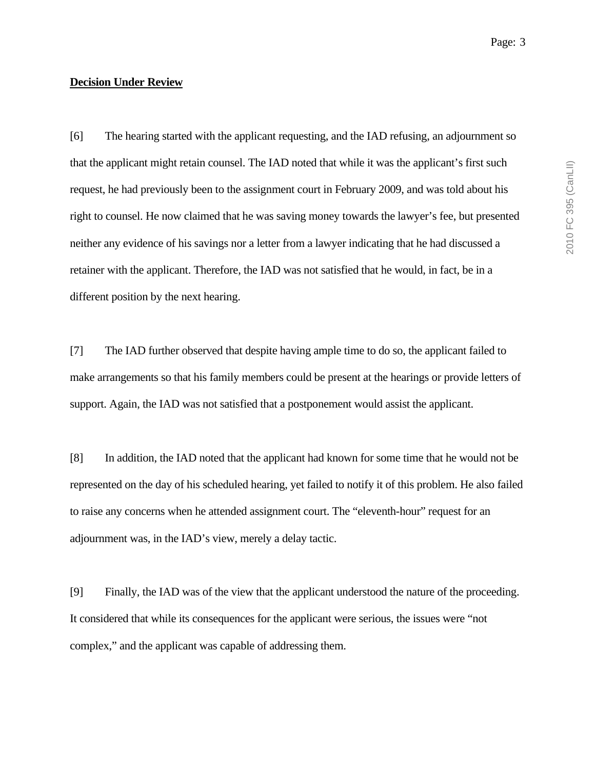**Decision Under Review**

[6] The hearing started with the applicant requesting, and the IAD refusing, an adjournment so that the applicant might retain counsel. The IAD noted that while it was the applicant's first such request, he had previously been to the assignment court in February 2009, and was told about his right to counsel. He now claimed that he was saving money towards the lawyer's fee, but presented neither any evidence of his savings nor a letter from a lawyer indicating that he had discussed a retainer with the applicant. Therefore, the IAD was not satisfied that he would, in fact, be in a different position by the next hearing.

[7] The IAD further observed that despite having ample time to do so, the applicant failed to make arrangements so that his family members could be present at the hearings or provide letters of support. Again, the IAD was not satisfied that a postponement would assist the applicant.

[8] In addition, the IAD noted that the applicant had known for some time that he would not be represented on the day of his scheduled hearing, yet failed to notify it of this problem. He also failed to raise any concerns when he attended assignment court. The "eleventh-hour" request for an adjournment was, in the IAD's view, merely a delay tactic.

[9] Finally, the IAD was of the view that the applicant understood the nature of the proceeding. It considered that while its consequences for the applicant were serious, the issues were "not complex," and the applicant was capable of addressing them.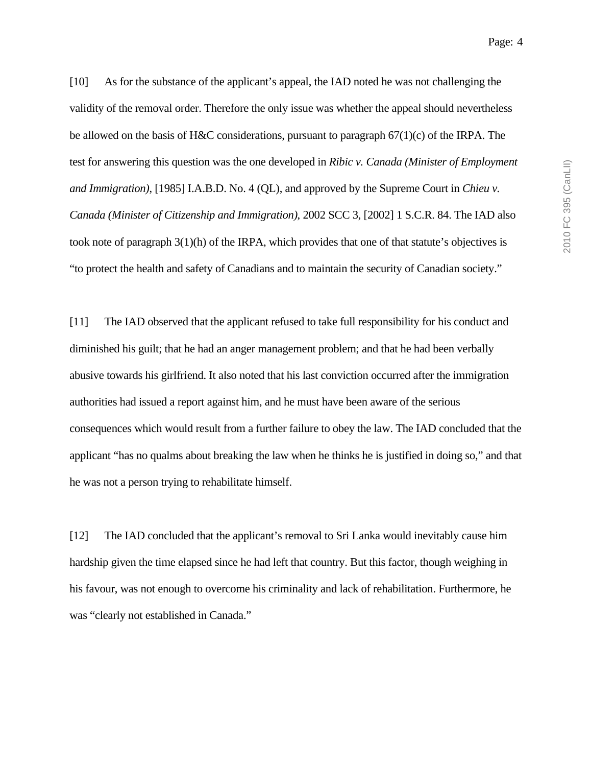[10] As for the substance of the applicant's appeal, the IAD noted he was not challenging the validity of the removal order. Therefore the only issue was whether the appeal should nevertheless be allowed on the basis of H&C considerations, pursuant to paragraph 67(1)(c) of the IRPA. The test for answering this question was the one developed in *Ribic v. Canada (Minister of Employment and Immigration)*, [1985] I.A.B.D. No. 4 (QL), and approved by the Supreme Court in *Chieu v. Canada (Minister of Citizenship and Immigration)*, 2002 SCC 3, [2002] 1 S.C.R. 84. The IAD also took note of paragraph 3(1)(h) of the IRPA, which provides that one of that statute's objectives is "to protect the health and safety of Canadians and to maintain the security of Canadian society."

[11] The IAD observed that the applicant refused to take full responsibility for his conduct and diminished his guilt; that he had an anger management problem; and that he had been verbally abusive towards his girlfriend. It also noted that his last conviction occurred after the immigration authorities had issued a report against him, and he must have been aware of the serious consequences which would result from a further failure to obey the law. The IAD concluded that the applicant "has no qualms about breaking the law when he thinks he is justified in doing so," and that he was not a person trying to rehabilitate himself.

[12] The IAD concluded that the applicant's removal to Sri Lanka would inevitably cause him hardship given the time elapsed since he had left that country. But this factor, though weighing in his favour, was not enough to overcome his criminality and lack of rehabilitation. Furthermore, he was "clearly not established in Canada."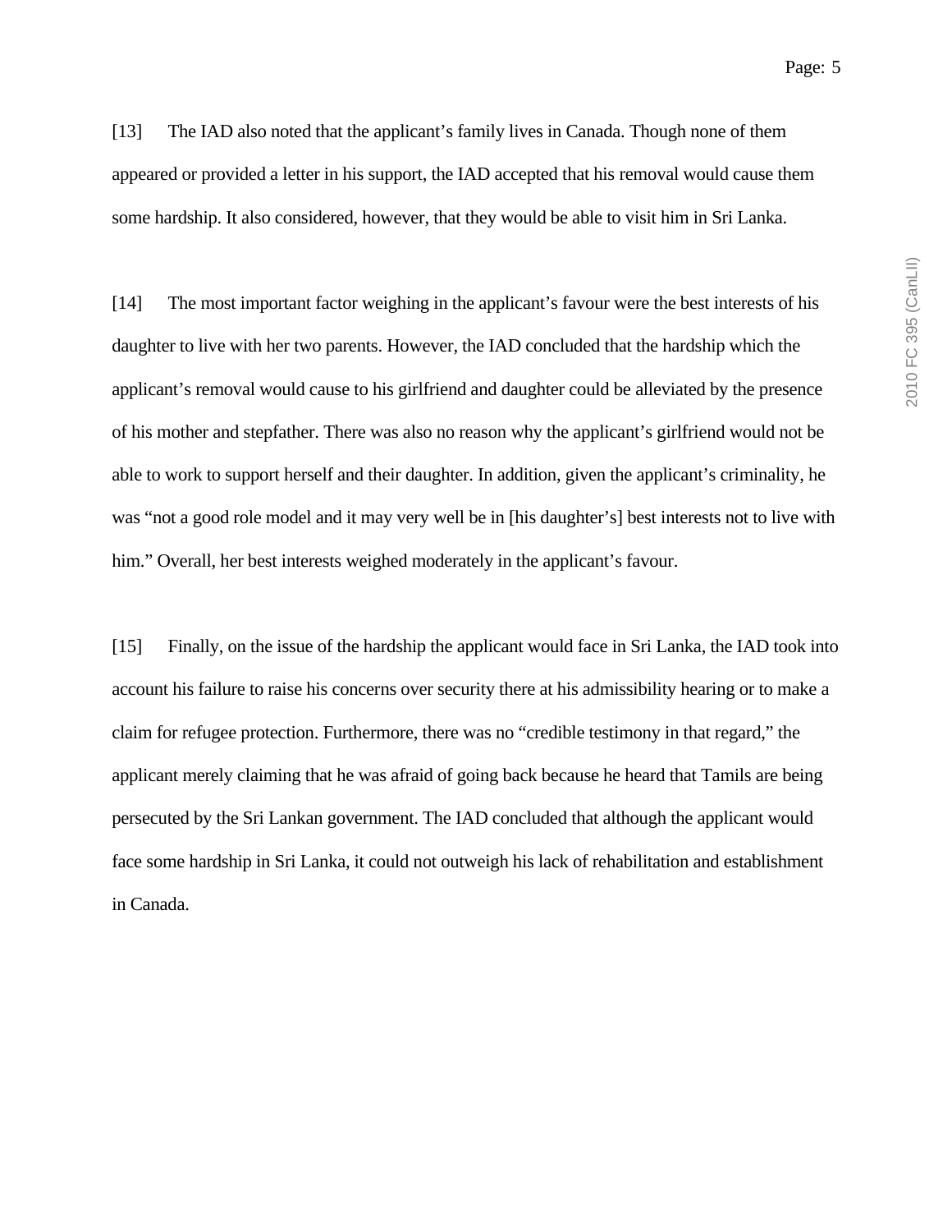[13] The IAD also noted that the applicant's family lives in Canada. Though none of them appeared or provided a letter in his support, the IAD accepted that his removal would cause them some hardship. It also considered, however, that they would be able to visit him in Sri Lanka.

[14] The most important factor weighing in the applicant's favour were the best interests of his daughter to live with her two parents. However, the IAD concluded that the hardship which the applicant's removal would cause to his girlfriend and daughter could be alleviated by the presence of his mother and stepfather. There was also no reason why the applicant's girlfriend would not be able to work to support herself and their daughter. In addition, given the applicant's criminality, he was "not a good role model and it may very well be in [his daughter's] best interests not to live with him." Overall, her best interests weighed moderately in the applicant's favour.

[15] Finally, on the issue of the hardship the applicant would face in Sri Lanka, the IAD took into account his failure to raise his concerns over security there at his admissibility hearing or to make a claim for refugee protection. Furthermore, there was no "credible testimony in that regard," the applicant merely claiming that he was afraid of going back because he heard that Tamils are being persecuted by the Sri Lankan government. The IAD concluded that although the applicant would face some hardship in Sri Lanka, it could not outweigh his lack of rehabilitation and establishment in Canada.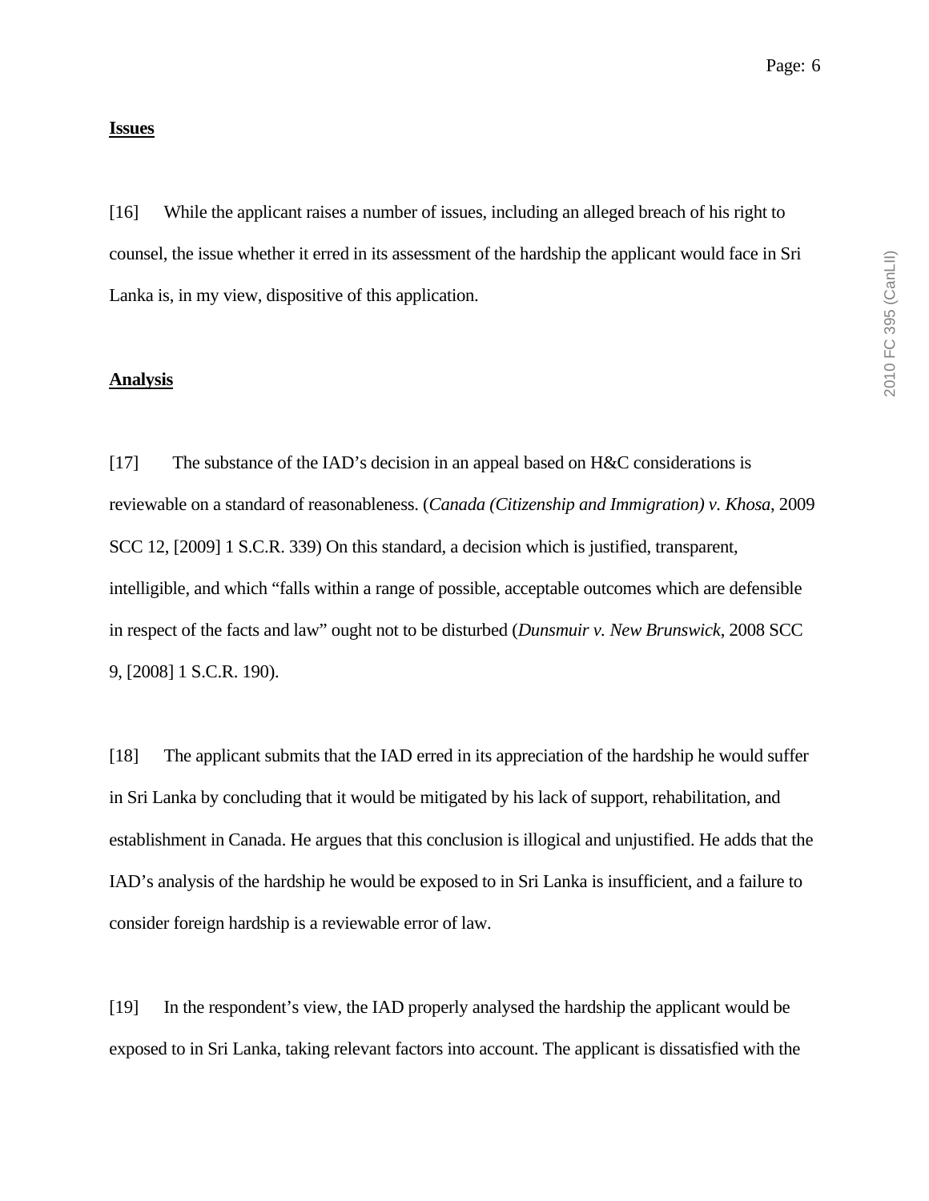**Issues**

[16] While the applicant raises a number of issues, including an alleged breach of his right to counsel, the issue whether it erred in its assessment of the hardship the applicant would face in Sri Lanka is, in my view, dispositive of this application.

**Analysis**

[17] The substance of the IAD's decision in an appeal based on H&C considerations is reviewable on a standard of reasonableness. (*Canada (Citizenship and Immigration) v. Khosa*, 2009 SCC 12, [2009] 1 S.C.R. 339) On this standard, a decision which is justified, transparent, intelligible, and which "falls within a range of possible, acceptable outcomes which are defensible in respect of the facts and law" ought not to be disturbed (*Dunsmuir v. New Brunswick*, 2008 SCC 9, [2008] 1 S.C.R. 190).

[18] The applicant submits that the IAD erred in its appreciation of the hardship he would suffer in Sri Lanka by concluding that it would be mitigated by his lack of support, rehabilitation, and establishment in Canada. He argues that this conclusion is illogical and unjustified. He adds that the IAD's analysis of the hardship he would be exposed to in Sri Lanka is insufficient, and a failure to consider foreign hardship is a reviewable error of law.

[19] In the respondent's view, the IAD properly analysed the hardship the applicant would be exposed to in Sri Lanka, taking relevant factors into account. The applicant is dissatisfied with the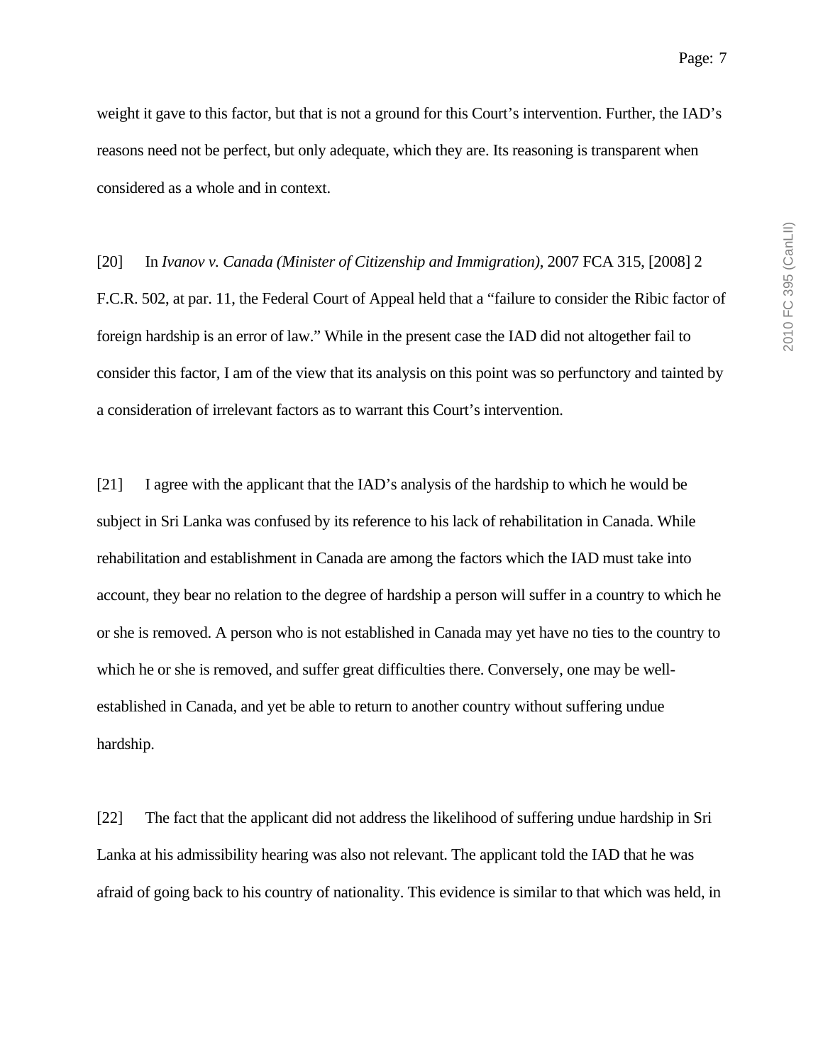weight it gave to this factor, but that is not a ground for this Court's intervention. Further, the IAD's reasons need not be perfect, but only adequate, which they are. Its reasoning is transparent when considered as a whole and in context.

[20] In *Ivanov v. Canada (Minister of Citizenship and Immigration)*, 2007 FCA 315, [2008] 2 F.C.R. 502, at par. 11, the Federal Court of Appeal held that a "failure to consider the Ribic factor of foreign hardship is an error of law." While in the present case the IAD did not altogether fail to consider this factor, I am of the view that its analysis on this point was so perfunctory and tainted by a consideration of irrelevant factors as to warrant this Court's intervention.

[21] I agree with the applicant that the IAD's analysis of the hardship to which he would be subject in Sri Lanka was confused by its reference to his lack of rehabilitation in Canada. While rehabilitation and establishment in Canada are among the factors which the IAD must take into account, they bear no relation to the degree of hardship a person will suffer in a country to which he or she is removed. A person who is not established in Canada may yet have no ties to the country to which he or she is removed, and suffer great difficulties there. Conversely, one may be well-established in Canada, and yet be able to return to another country without suffering undue hardship.

[22] The fact that the applicant did not address the likelihood of suffering undue hardship in Sri Lanka at his admissibility hearing was also not relevant. The applicant told the IAD that he was afraid of going back to his country of nationality. This evidence is similar to that which was held, in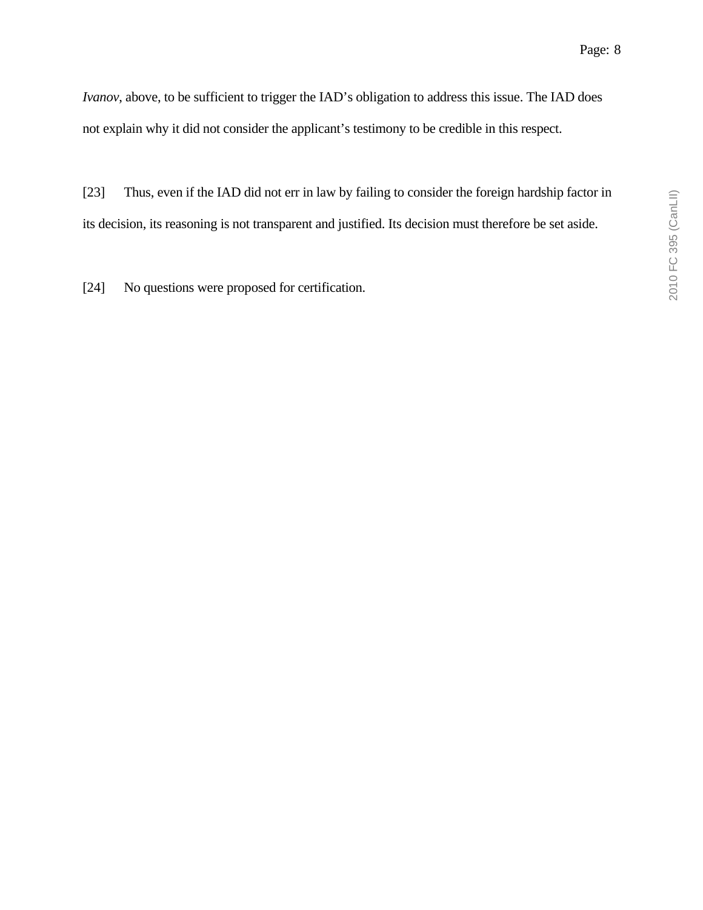*Ivanov*, above, to be sufficient to trigger the IAD's obligation to address this issue. The IAD does not explain why it did not consider the applicant's testimony to be credible in this respect.

[23] Thus, even if the IAD did not err in law by failing to consider the foreign hardship factor in its decision, its reasoning is not transparent and justified. Its decision must therefore be set aside.

[24] No questions were proposed for certification.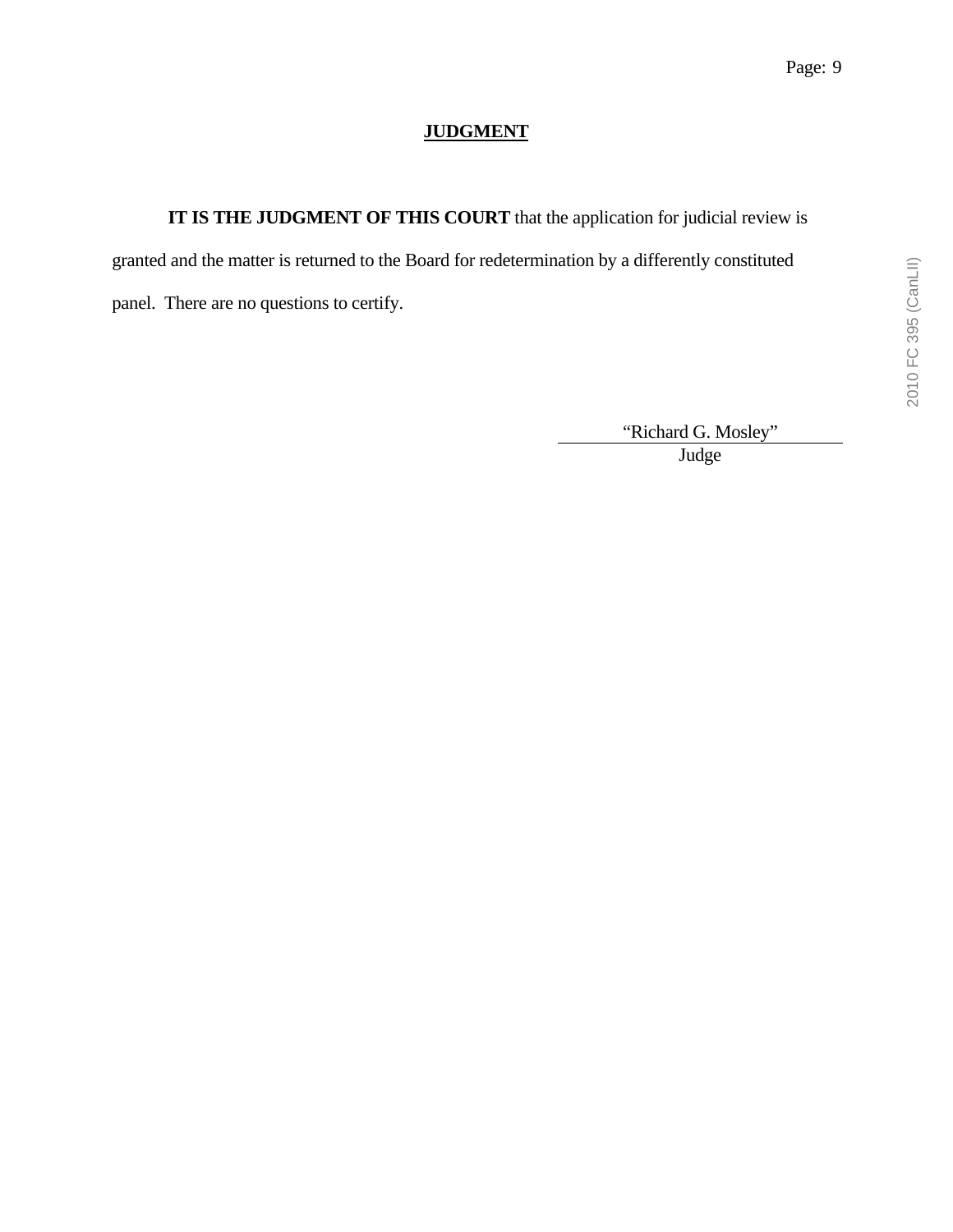## JUDGMENT

**IT IS THE JUDGMENT OF THIS COURT** that the application for judicial review is granted and the matter is returned to the Board for redetermination by a differently constituted panel. There are no questions to certify.

"Richard G. Mosley"
Judge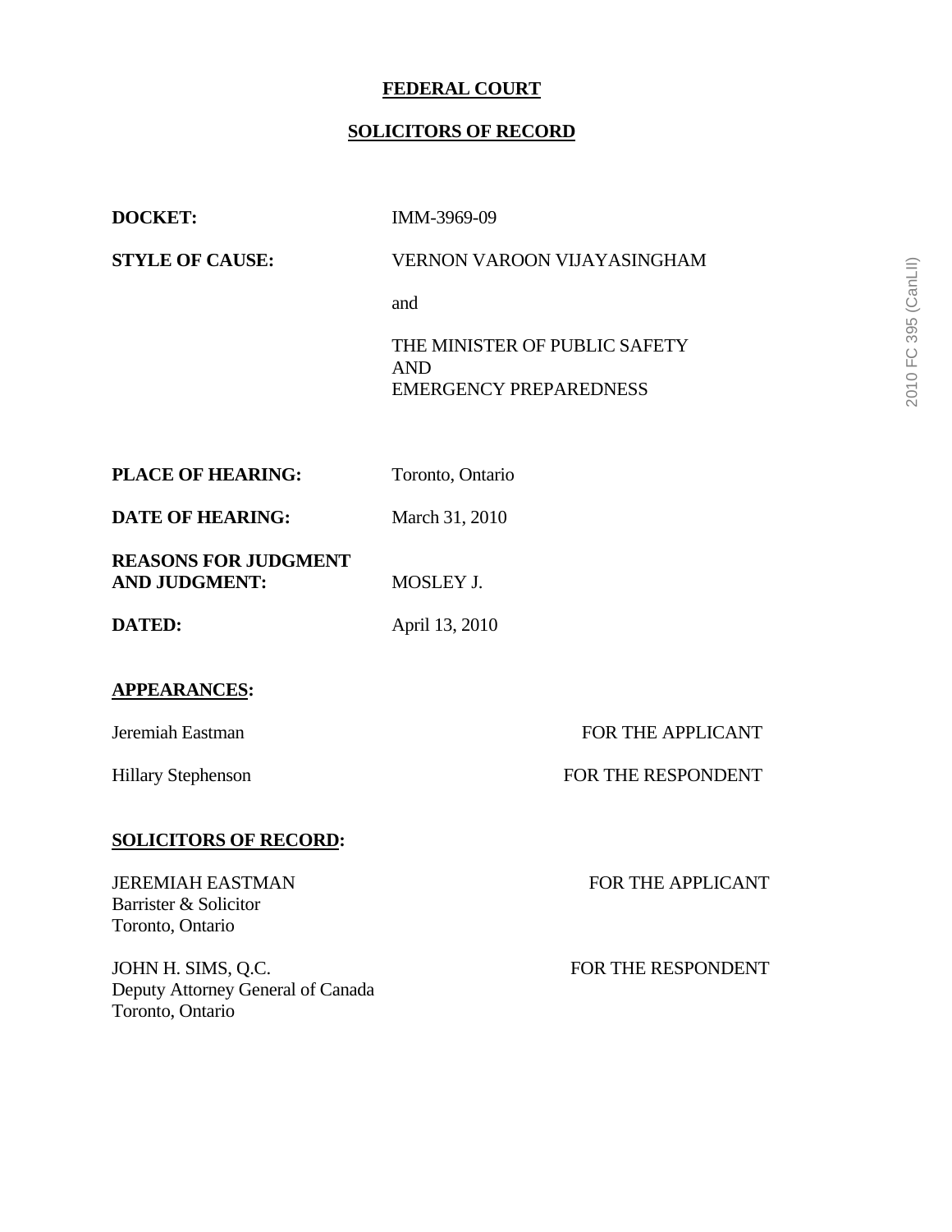**FEDERAL COURT**

**SOLICITORS OF RECORD**

| | |
|---|---|
| **DOCKET:** | IMM-3969-09 |
| **STYLE OF CAUSE:** | VERNON VAROON VIJAYASINGHAM<br><br>and<br><br>THE MINISTER OF PUBLIC SAFETY AND EMERGENCY PREPAREDNESS |
| **PLACE OF HEARING:** | Toronto, Ontario |
| **DATE OF HEARING:** | March 31, 2010 |
| **REASONS FOR JUDGMENT AND JUDGMENT:** | MOSLEY J. |
| **DATED:** | April 13, 2010 |

**APPEARANCES:**

| | |
|---|---|
| Jeremiah Eastman | FOR THE APPLICANT |
| Hillary Stephenson | FOR THE RESPONDENT |

**SOLICITORS OF RECORD:**

| | |
|---|---|
| JEREMIAH EASTMAN<br>Barrister & Solicitor<br>Toronto, Ontario | FOR THE APPLICANT |
| JOHN H. SIMS, Q.C.<br>Deputy Attorney General of Canada<br>Toronto, Ontario | FOR THE RESPONDENT |